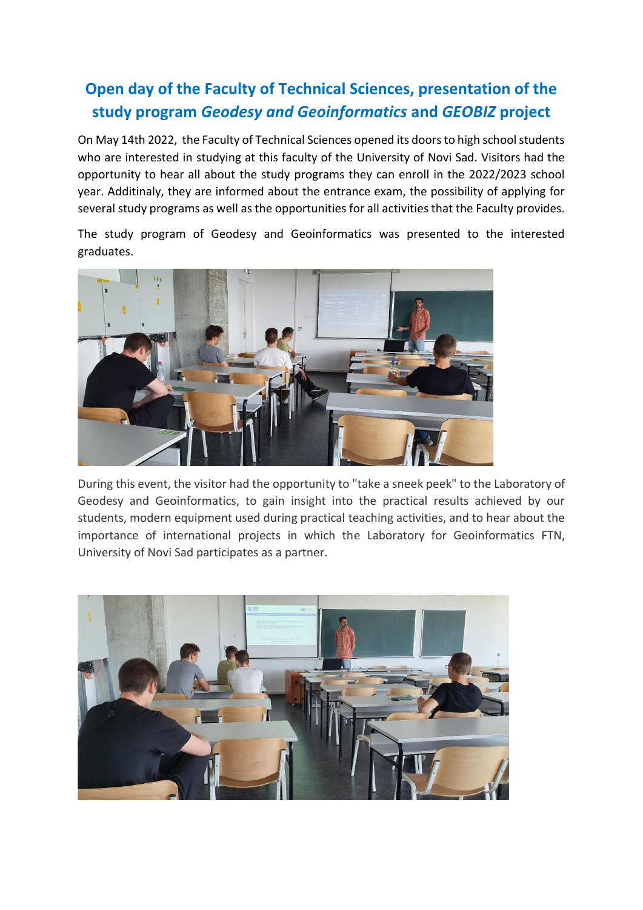# Open day of the Faculty of Technical Sciences, presentation of the study program *Geodesy and Geoinformatics* and *GEOBIZ* project

On May 14th 2022, the Faculty of Technical Sciences opened its doors to high school students who are interested in studying at this faculty of the University of Novi Sad. Visitors had the opportunity to hear all about the study programs they can enroll in the 2022/2023 school year. Additinaly, they are informed about the entrance exam, the possibility of applying for several study programs as well as the opportunities for all activities that the Faculty provides.

The study program of Geodesy and Geoinformatics was presented to the interested graduates.

During this event, the visitor had the opportunity to "take a sneek peek" to the Laboratory of Geodesy and Geoinformatics, to gain insight into the practical results achieved by our students, modern equipment used during practical teaching activities, and to hear about the importance of international projects in which the Laboratory for Geoinformatics FTN, University of Novi Sad participates as a partner.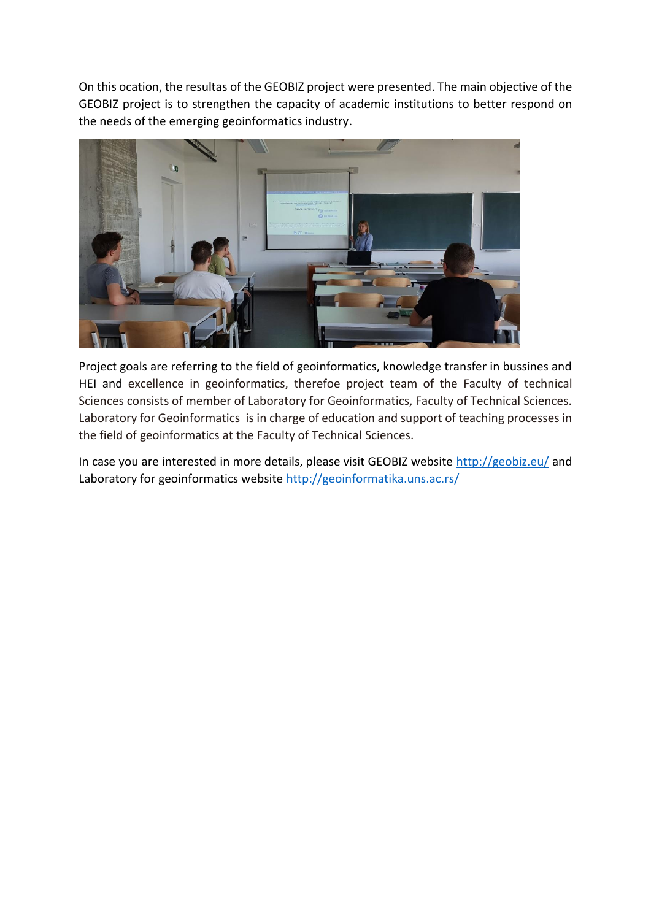On this ocation, the resultas of the GEOBIZ project were presented. The main objective of the GEOBIZ project is to strengthen the capacity of academic institutions to better respond on the needs of the emerging geoinformatics industry.

Project goals are referring to the field of geoinformatics, knowledge transfer in bussines and HEI and excellence in geoinformatics, therefoe project team of the Faculty of technical Sciences consists of member of Laboratory for Geoinformatics, Faculty of Technical Sciences. Laboratory for Geoinformatics is in charge of education and support of teaching processes in the field of geoinformatics at the Faculty of Technical Sciences.

In case you are interested in more details, please visit GEOBIZ website http://geobiz.eu/ and Laboratory for geoinformatics website http://geoinformatika.uns.ac.rs/